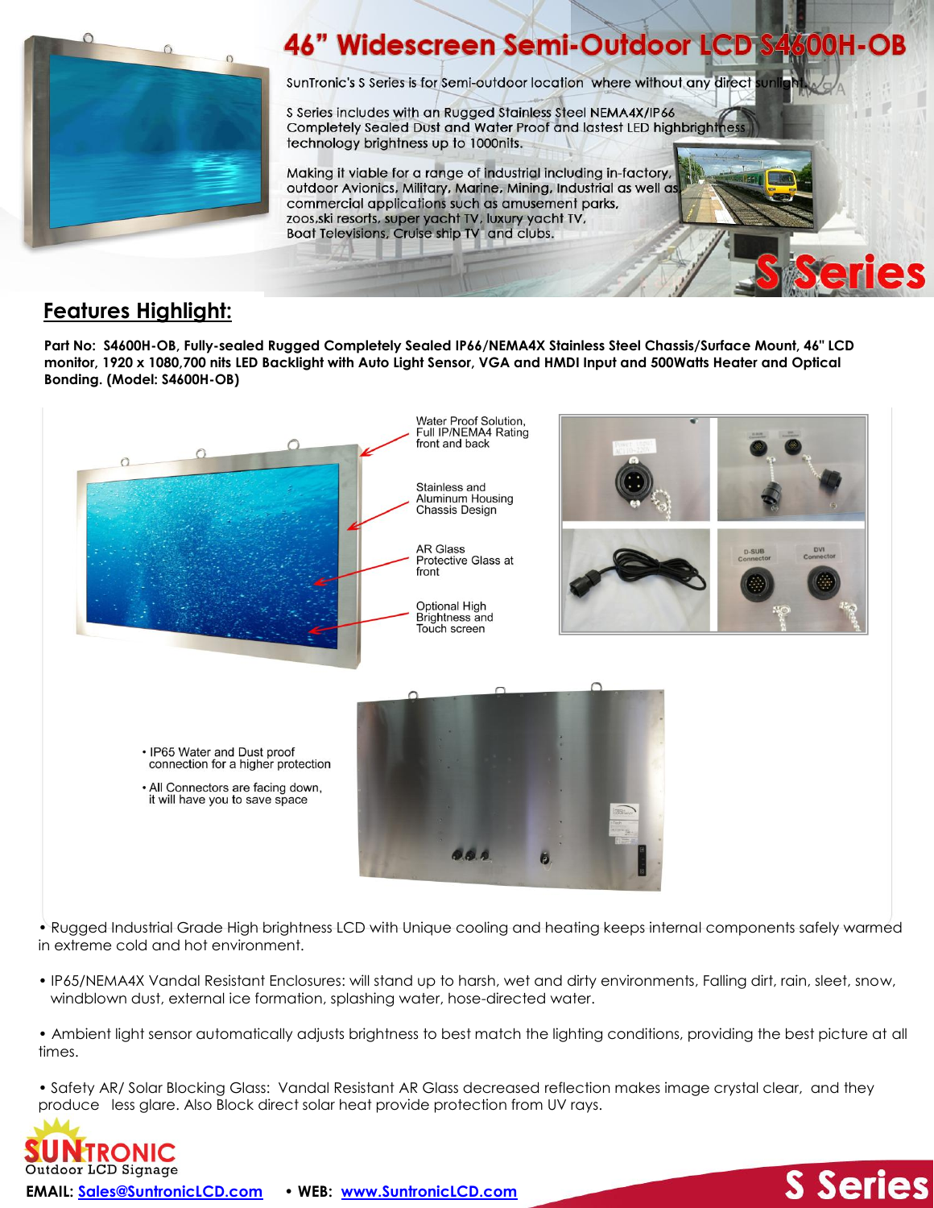# 46" Widescreen Semi-Outdoor LCD S4600H-OB

SunTronic's S Series is for Semi-outdoor location where without any direct sunlight.

S Series includes with an Rugged Stainless Steel NEMA4X/IP66 Completely Sealed Dust and Water Proof and lastest LED highbrightness technology brightness up to 1000nits.

Making it viable for a range of industrial including in-factory, outdoor Avionics, Military, Marine, Mining, Industrial as well as commercial applications such as amusement parks, zoos,ski resorts, super yacht TV, luxury yacht TV, Boat Televisions, Cruise ship TV and clubs.

S Series

## Features Highlight:

**Part No: S4600H-OB, Fully-sealed Rugged Completely Sealed IP66/NEMA4X Stainless Steel Chassis/Surface Mount, 46" LCD monitor, 1920 x 1080,700 nits LED Backlight with Auto Light Sensor, VGA and HMDI Input and 500Watts Heater and Optical Bonding. (Model: S4600H-OB)**

Water Proof Solution, Full IP/NEMA4 Rating front and back

Stainless and Aluminum Housing Chassis Design

AR Glass Protective Glass at front

Optional High Brightness and Touch screen

D-SUB Connector

DVI Connector

- IP65 Water and Dust proof connection for a higher protection
- All Connectors are facing down, it will have you to save space

- Rugged Industrial Grade High brightness LCD with Unique cooling and heating keeps internal components safely warmed in extreme cold and hot environment.
- IP65/NEMA4X Vandal Resistant Enclosures: will stand up to harsh, wet and dirty environments, Falling dirt, rain, sleet, snow, windblown dust, external ice formation, splashing water, hose-directed water.
- Ambient light sensor automatically adjusts brightness to best match the lighting conditions, providing the best picture at all times.
- Safety AR/ Solar Blocking Glass: Vandal Resistant AR Glass decreased reflection makes image crystal clear, and they produce less glare. Also Block direct solar heat provide protection from UV rays.

SUNTRONIC Outdoor LCD Signage

**EMAIL:** Sales@SuntronicLCD.com • **WEB:** www.SuntronicLCD.com

S Series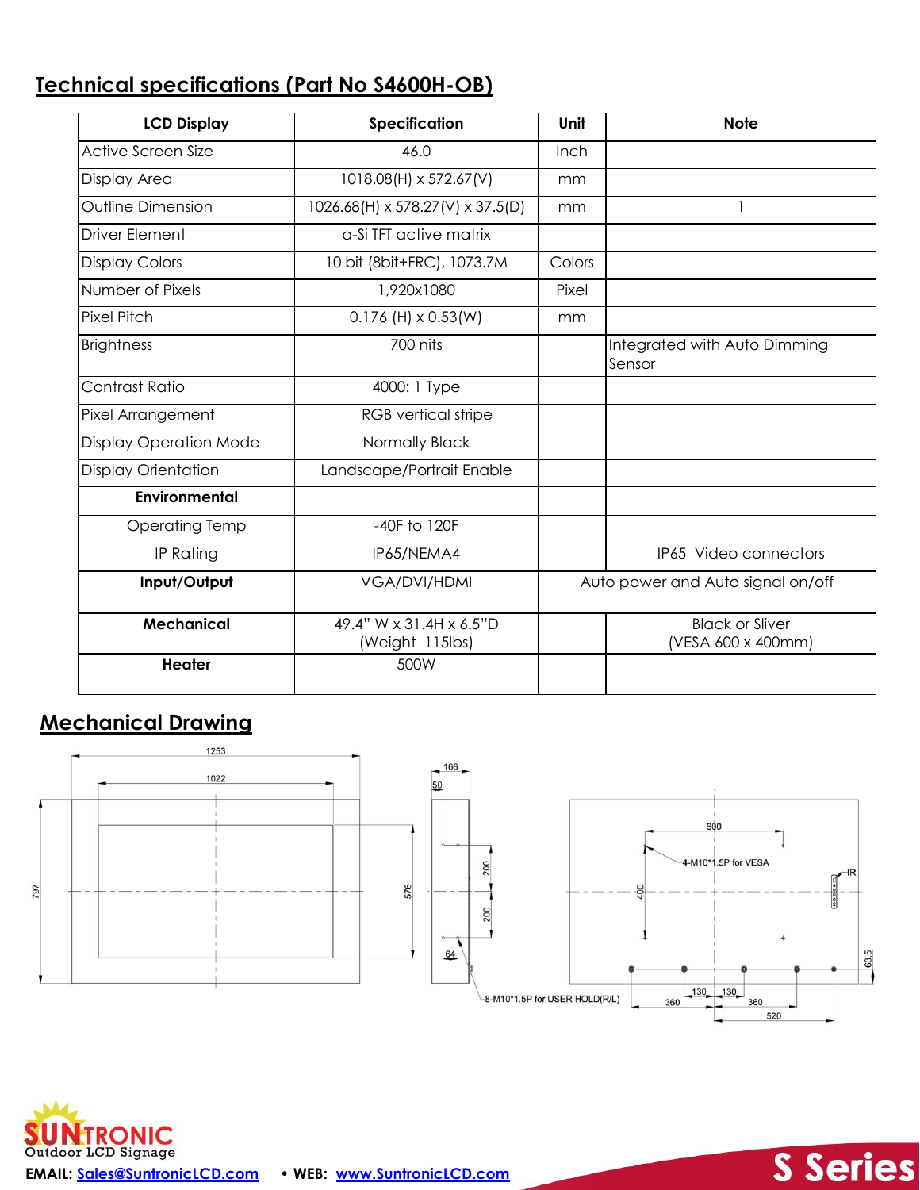## Technical specifications (Part No S4600H-OB)

| LCD Display | Specification | Unit | Note |
|---|---|---|---|
| Active Screen Size | 46.0 | Inch | |
| Display Area | 1018.08(H) x 572.67(V) | mm | |
| Outline Dimension | 1026.68(H) x 578.27(V) x 37.5(D) | mm | 1 |
| Driver Element | a-Si TFT active matrix | | |
| Display Colors | 10 bit (8bit+FRC), 1073.7M | Colors | |
| Number of Pixels | 1,920x1080 | Pixel | |
| Pixel Pitch | 0.176 (H) x 0.53(W) | mm | |
| Brightness | 700 nits | | Integrated with Auto Dimming Sensor |
| Contrast Ratio | 4000: 1 Type | | |
| Pixel Arrangement | RGB vertical stripe | | |
| Display Operation Mode | Normally Black | | |
| Display Orientation | Landscape/Portrait Enable | | |
| **Environmental** | | | |
| Operating Temp | -40F to 120F | | |
| IP Rating | IP65/NEMA4 | | IP65 Video connectors |
| **Input/Output** | VGA/DVI/HDMI | Auto power and Auto signal on/off | |
| **Mechanical** | 49.4" W x 31.4H x 6.5"D (Weight 115lbs) | | Black or Sliver (VESA 600 x 400mm) |
| **Heater** | 500W | | |

## Mechanical Drawing

1253
1022
797
576
166
50
200
200
64
8-M10*1.5P for USER HOLD(R/L)
600
4-M10*1.5P for VESA
400
IR
63.5
130
130
360
360
520

**SUNTRONIC** Outdoor LCD Signage

**EMAIL:** Sales@SuntronicLCD.com • **WEB:** www.SuntronicLCD.com

**S Series**